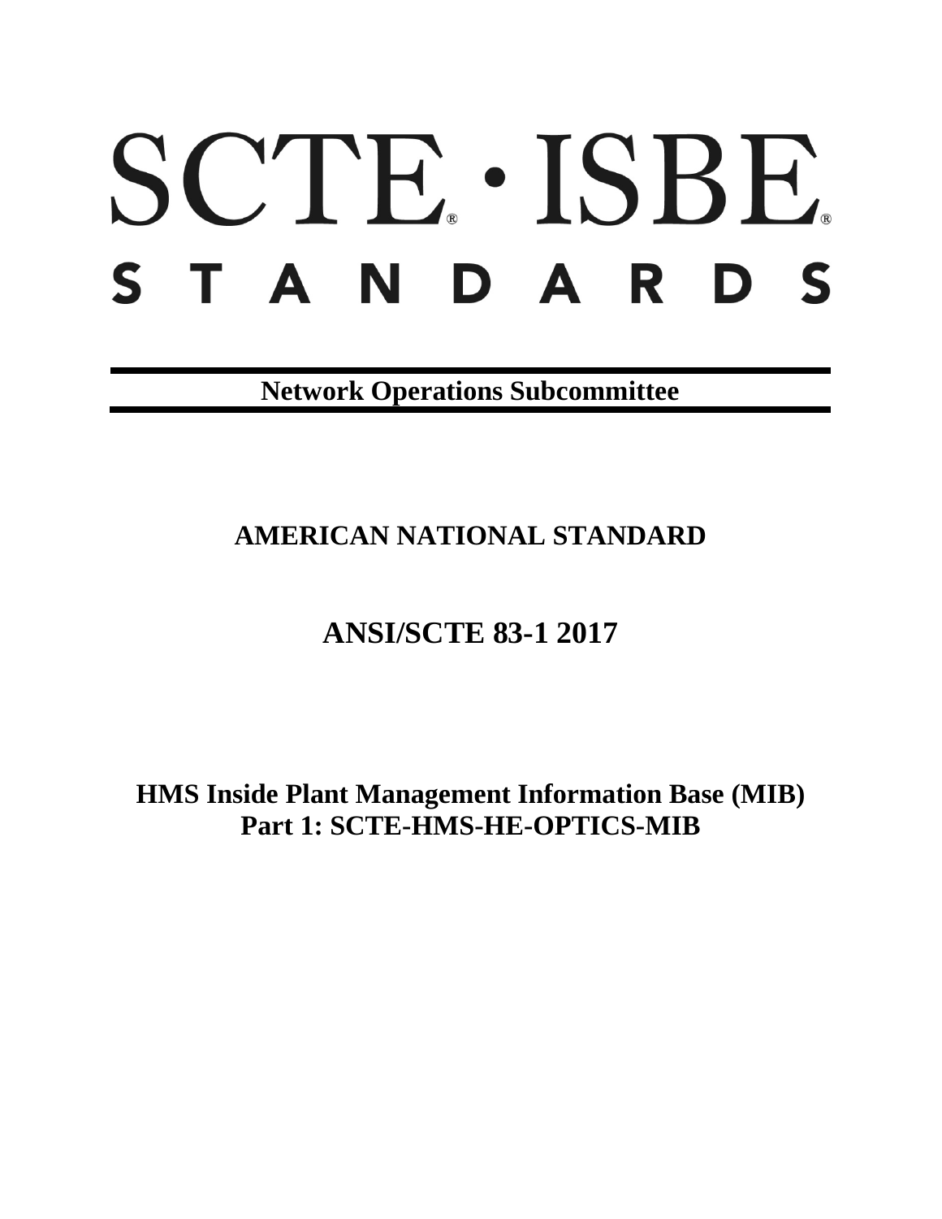# SCTE · ISBE

# STANDARDS

**Network Operations Subcommittee**

## AMERICAN NATIONAL STANDARD

## ANSI/SCTE 83-1 2017

## HMS Inside Plant Management Information Base (MIB)
## Part 1: SCTE-HMS-HE-OPTICS-MIB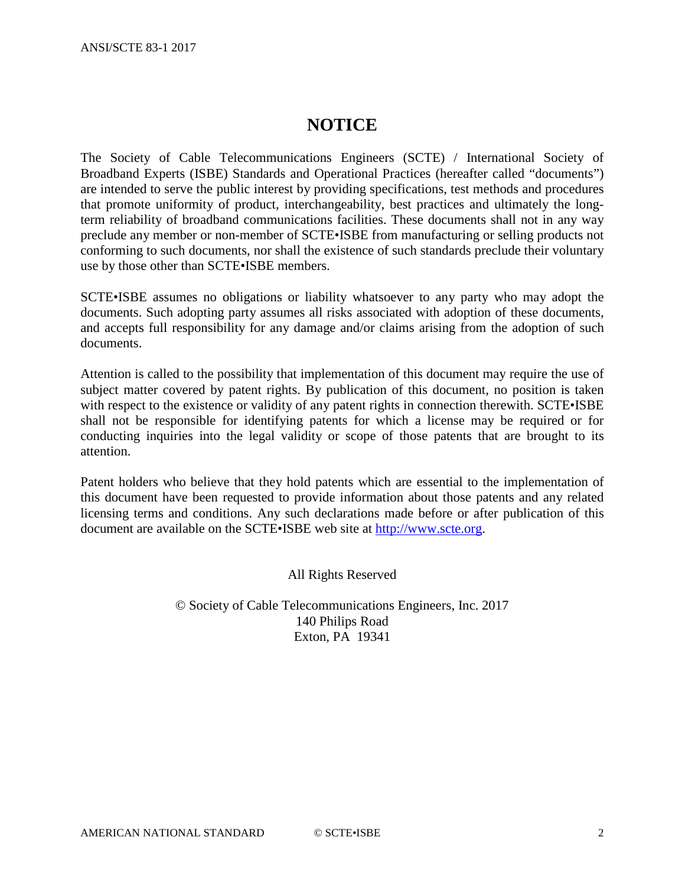# NOTICE

The Society of Cable Telecommunications Engineers (SCTE) / International Society of Broadband Experts (ISBE) Standards and Operational Practices (hereafter called "documents") are intended to serve the public interest by providing specifications, test methods and procedures that promote uniformity of product, interchangeability, best practices and ultimately the long-term reliability of broadband communications facilities. These documents shall not in any way preclude any member or non-member of SCTE•ISBE from manufacturing or selling products not conforming to such documents, nor shall the existence of such standards preclude their voluntary use by those other than SCTE•ISBE members.

SCTE•ISBE assumes no obligations or liability whatsoever to any party who may adopt the documents. Such adopting party assumes all risks associated with adoption of these documents, and accepts full responsibility for any damage and/or claims arising from the adoption of such documents.

Attention is called to the possibility that implementation of this document may require the use of subject matter covered by patent rights. By publication of this document, no position is taken with respect to the existence or validity of any patent rights in connection therewith. SCTE•ISBE shall not be responsible for identifying patents for which a license may be required or for conducting inquiries into the legal validity or scope of those patents that are brought to its attention.

Patent holders who believe that they hold patents which are essential to the implementation of this document have been requested to provide information about those patents and any related licensing terms and conditions. Any such declarations made before or after publication of this document are available on the SCTE•ISBE web site at [http://www.scte.org](http://www.scte.org).

All Rights Reserved

© Society of Cable Telecommunications Engineers, Inc. 2017
140 Philips Road
Exton, PA 19341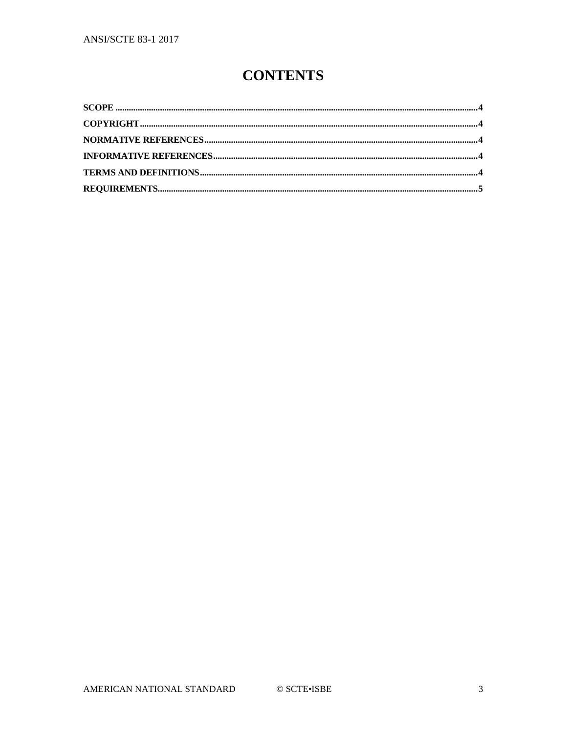# CONTENTS

**SCOPE** ........................................................................ **4**

**COPYRIGHT** ........................................................................ **4**

**NORMATIVE REFERENCES** ........................................................................ **4**

**INFORMATIVE REFERENCES** ........................................................................ **4**

**TERMS AND DEFINITIONS** ........................................................................ **4**

**REQUIREMENTS** ........................................................................ **5**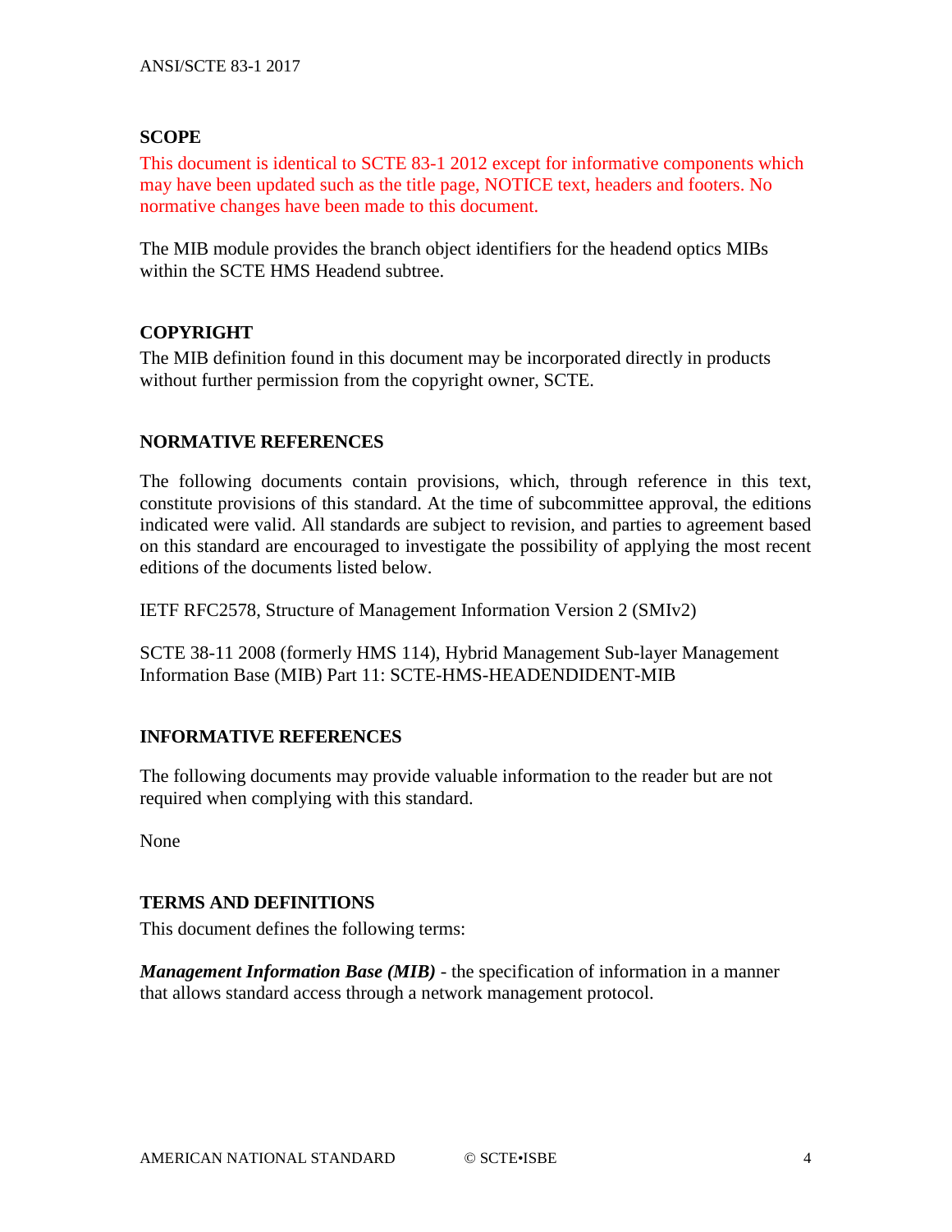## SCOPE

This document is identical to SCTE 83-1 2012 except for informative components which may have been updated such as the title page, NOTICE text, headers and footers. No normative changes have been made to this document.

The MIB module provides the branch object identifiers for the headend optics MIBs within the SCTE HMS Headend subtree.

## COPYRIGHT

The MIB definition found in this document may be incorporated directly in products without further permission from the copyright owner, SCTE.

## NORMATIVE REFERENCES

The following documents contain provisions, which, through reference in this text, constitute provisions of this standard. At the time of subcommittee approval, the editions indicated were valid. All standards are subject to revision, and parties to agreement based on this standard are encouraged to investigate the possibility of applying the most recent editions of the documents listed below.

IETF RFC2578, Structure of Management Information Version 2 (SMIv2)

SCTE 38-11 2008 (formerly HMS 114), Hybrid Management Sub-layer Management Information Base (MIB) Part 11: SCTE-HMS-HEADENDIDENT-MIB

## INFORMATIVE REFERENCES

The following documents may provide valuable information to the reader but are not required when complying with this standard.

None

## TERMS AND DEFINITIONS

This document defines the following terms:

***Management Information Base (MIB)*** - the specification of information in a manner that allows standard access through a network management protocol.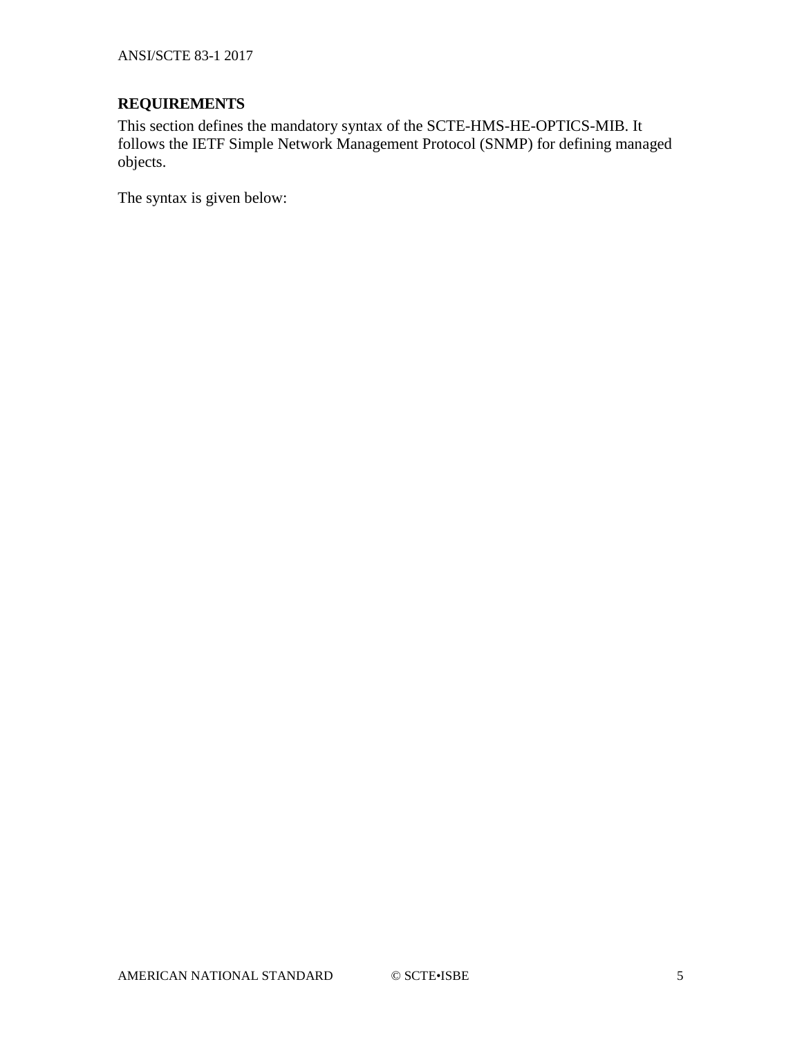## REQUIREMENTS

This section defines the mandatory syntax of the SCTE-HMS-HE-OPTICS-MIB. It follows the IETF Simple Network Management Protocol (SNMP) for defining managed objects.

The syntax is given below: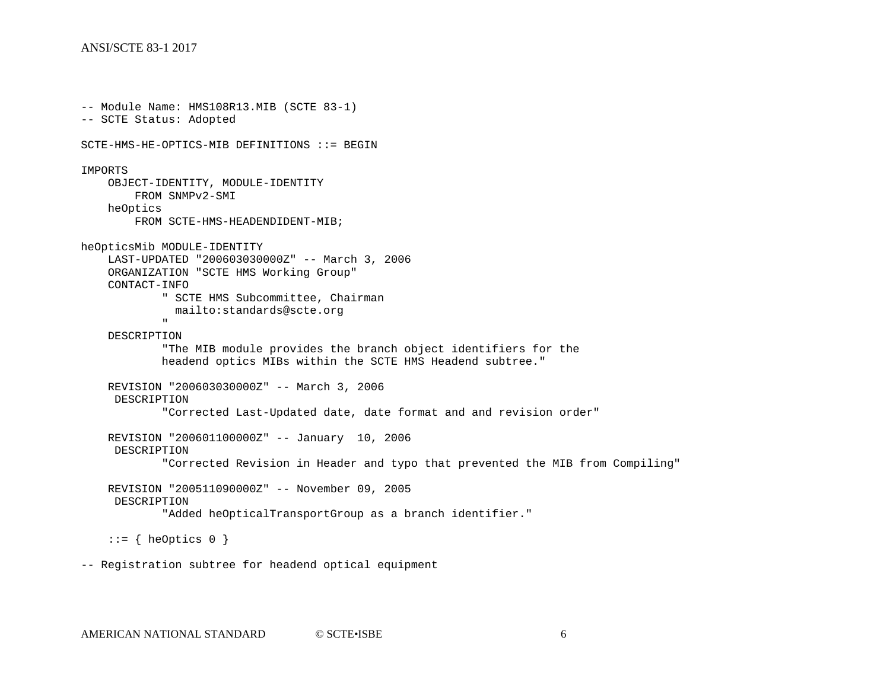```
-- Module Name: HMS108R13.MIB (SCTE 83-1)
-- SCTE Status: Adopted

SCTE-HMS-HE-OPTICS-MIB DEFINITIONS ::= BEGIN

IMPORTS
    OBJECT-IDENTITY, MODULE-IDENTITY
        FROM SNMPv2-SMI
    heOptics
        FROM SCTE-HMS-HEADENDIDENT-MIB;

heOpticsMib MODULE-IDENTITY
    LAST-UPDATED "200603030000Z" -- March 3, 2006
    ORGANIZATION "SCTE HMS Working Group"
    CONTACT-INFO
            " SCTE HMS Subcommittee, Chairman
              mailto:standards@scte.org
            "
    DESCRIPTION
            "The MIB module provides the branch object identifiers for the
            headend optics MIBs within the SCTE HMS Headend subtree."

    REVISION "200603030000Z" -- March 3, 2006
     DESCRIPTION
            "Corrected Last-Updated date, date format and and revision order"

    REVISION "200601100000Z" -- January  10, 2006
     DESCRIPTION
            "Corrected Revision in Header and typo that prevented the MIB from Compiling"

    REVISION "200511090000Z" -- November 09, 2005
     DESCRIPTION
            "Added heOpticalTransportGroup as a branch identifier."

    ::= { heOptics 0 }

-- Registration subtree for headend optical equipment
```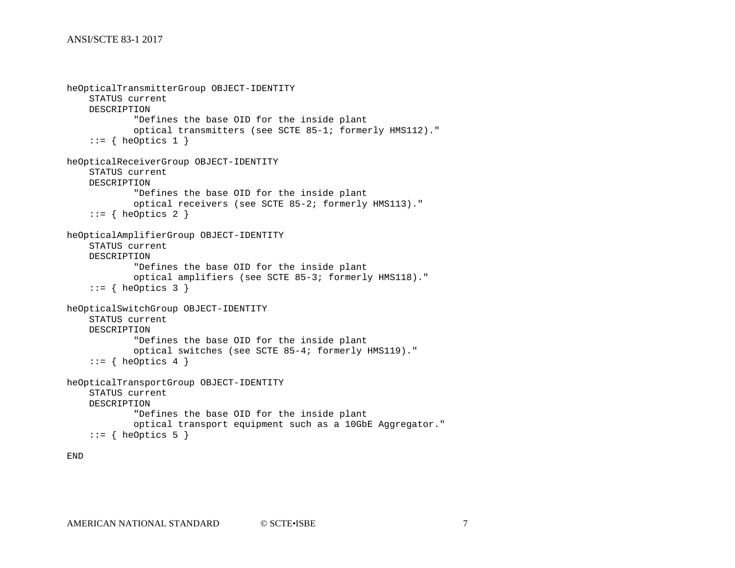```
heOpticalTransmitterGroup OBJECT-IDENTITY
    STATUS current
    DESCRIPTION
            "Defines the base OID for the inside plant
            optical transmitters (see SCTE 85-1; formerly HMS112)."
    ::= { heOptics 1 }

heOpticalReceiverGroup OBJECT-IDENTITY
    STATUS current
    DESCRIPTION
            "Defines the base OID for the inside plant
            optical receivers (see SCTE 85-2; formerly HMS113)."
    ::= { heOptics 2 }

heOpticalAmplifierGroup OBJECT-IDENTITY
    STATUS current
    DESCRIPTION
            "Defines the base OID for the inside plant
            optical amplifiers (see SCTE 85-3; formerly HMS118)."
    ::= { heOptics 3 }

heOpticalSwitchGroup OBJECT-IDENTITY
    STATUS current
    DESCRIPTION
            "Defines the base OID for the inside plant
            optical switches (see SCTE 85-4; formerly HMS119)."
    ::= { heOptics 4 }

heOpticalTransportGroup OBJECT-IDENTITY
    STATUS current
    DESCRIPTION
            "Defines the base OID for the inside plant
            optical transport equipment such as a 10GbE Aggregator."
    ::= { heOptics 5 }

END
```